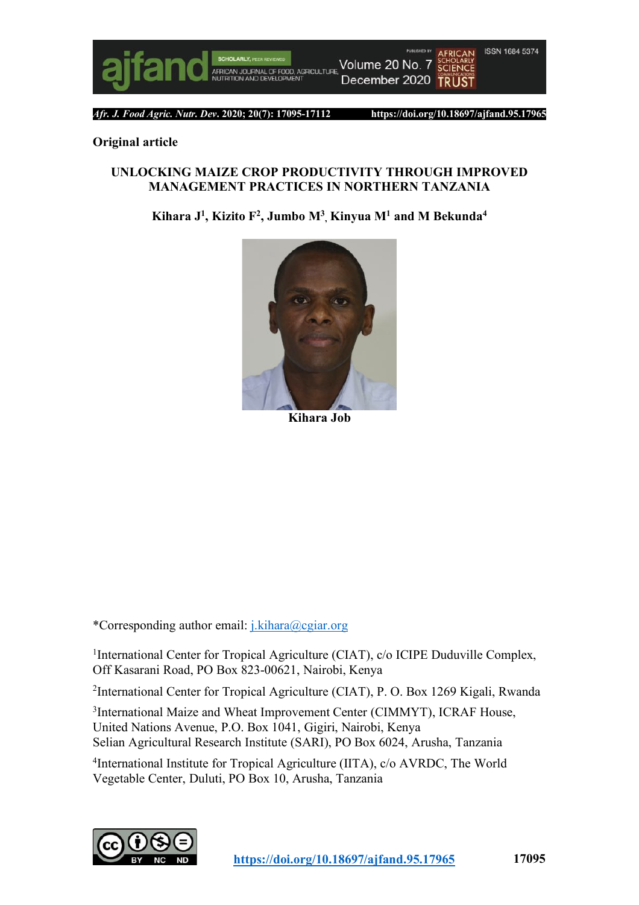**Original article**

# UNLOCKING MAIZE CROP PRODUCTIVITY THROUGH IMPROVED MANAGEMENT PRACTICES IN NORTHERN TANZANIA

**Kihara J[1], Kizito F[2], Jumbo M[3], Kinyua M[1] and M Bekunda[4]**

**Kihara Job**

*Corresponding author email: j.kihara@cgiar.org

[1]International Center for Tropical Agriculture (CIAT), c/o ICIPE Duduville Complex, Off Kasarani Road, PO Box 823-00621, Nairobi, Kenya

[2]International Center for Tropical Agriculture (CIAT), P. O. Box 1269 Kigali, Rwanda

[3]International Maize and Wheat Improvement Center (CIMMYT), ICRAF House, United Nations Avenue, P.O. Box 1041, Gigiri, Nairobi, Kenya
Selian Agricultural Research Institute (SARI), PO Box 6024, Arusha, Tanzania

[4]International Institute for Tropical Agriculture (IITA), c/o AVRDC, The World Vegetable Center, Duluti, PO Box 10, Arusha, Tanzania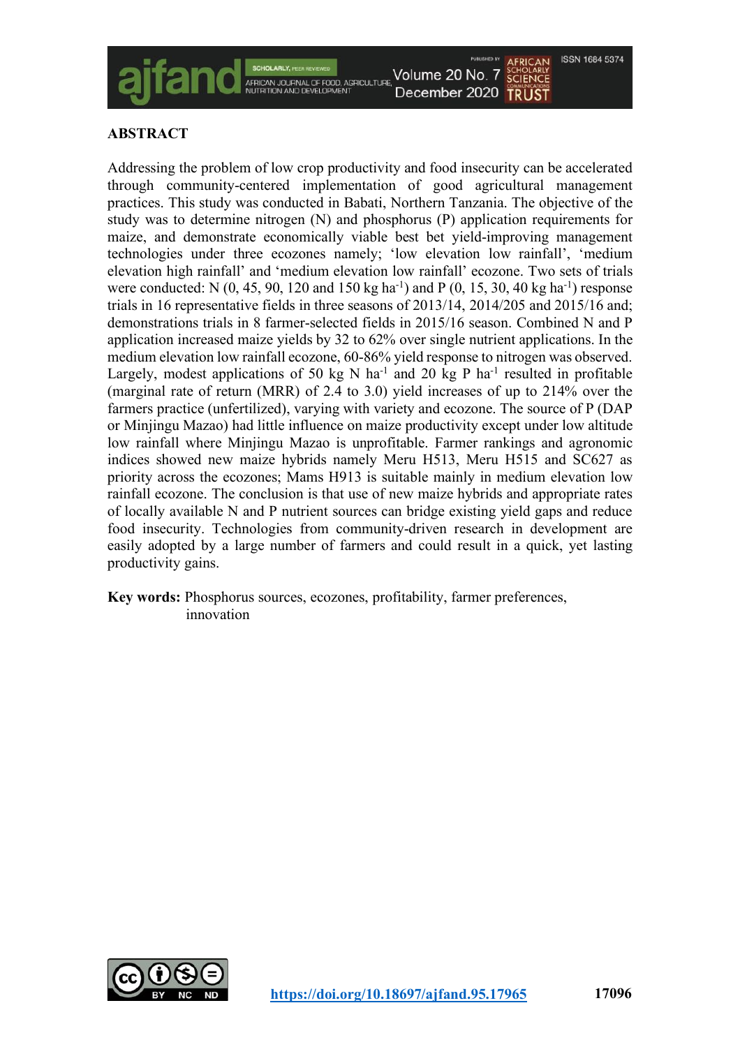## ABSTRACT

Addressing the problem of low crop productivity and food insecurity can be accelerated through community-centered implementation of good agricultural management practices. This study was conducted in Babati, Northern Tanzania. The objective of the study was to determine nitrogen (N) and phosphorus (P) application requirements for maize, and demonstrate economically viable best bet yield-improving management technologies under three ecozones namely; 'low elevation low rainfall', 'medium elevation high rainfall' and 'medium elevation low rainfall' ecozone. Two sets of trials were conducted: N (0, 45, 90, 120 and 150 kg ha$^{-1}$) and P (0, 15, 30, 40 kg ha$^{-1}$) response trials in 16 representative fields in three seasons of 2013/14, 2014/205 and 2015/16 and; demonstrations trials in 8 farmer-selected fields in 2015/16 season. Combined N and P application increased maize yields by 32 to 62% over single nutrient applications. In the medium elevation low rainfall ecozone, 60-86% yield response to nitrogen was observed. Largely, modest applications of 50 kg N ha$^{-1}$ and 20 kg P ha$^{-1}$ resulted in profitable (marginal rate of return (MRR) of 2.4 to 3.0) yield increases of up to 214% over the farmers practice (unfertilized), varying with variety and ecozone. The source of P (DAP or Minjingu Mazao) had little influence on maize productivity except under low altitude low rainfall where Minjingu Mazao is unprofitable. Farmer rankings and agronomic indices showed new maize hybrids namely Meru H513, Meru H515 and SC627 as priority across the ecozones; Mams H913 is suitable mainly in medium elevation low rainfall ecozone. The conclusion is that use of new maize hybrids and appropriate rates of locally available N and P nutrient sources can bridge existing yield gaps and reduce food insecurity. Technologies from community-driven research in development are easily adopted by a large number of farmers and could result in a quick, yet lasting productivity gains.

**Key words:** Phosphorus sources, ecozones, profitability, farmer preferences, innovation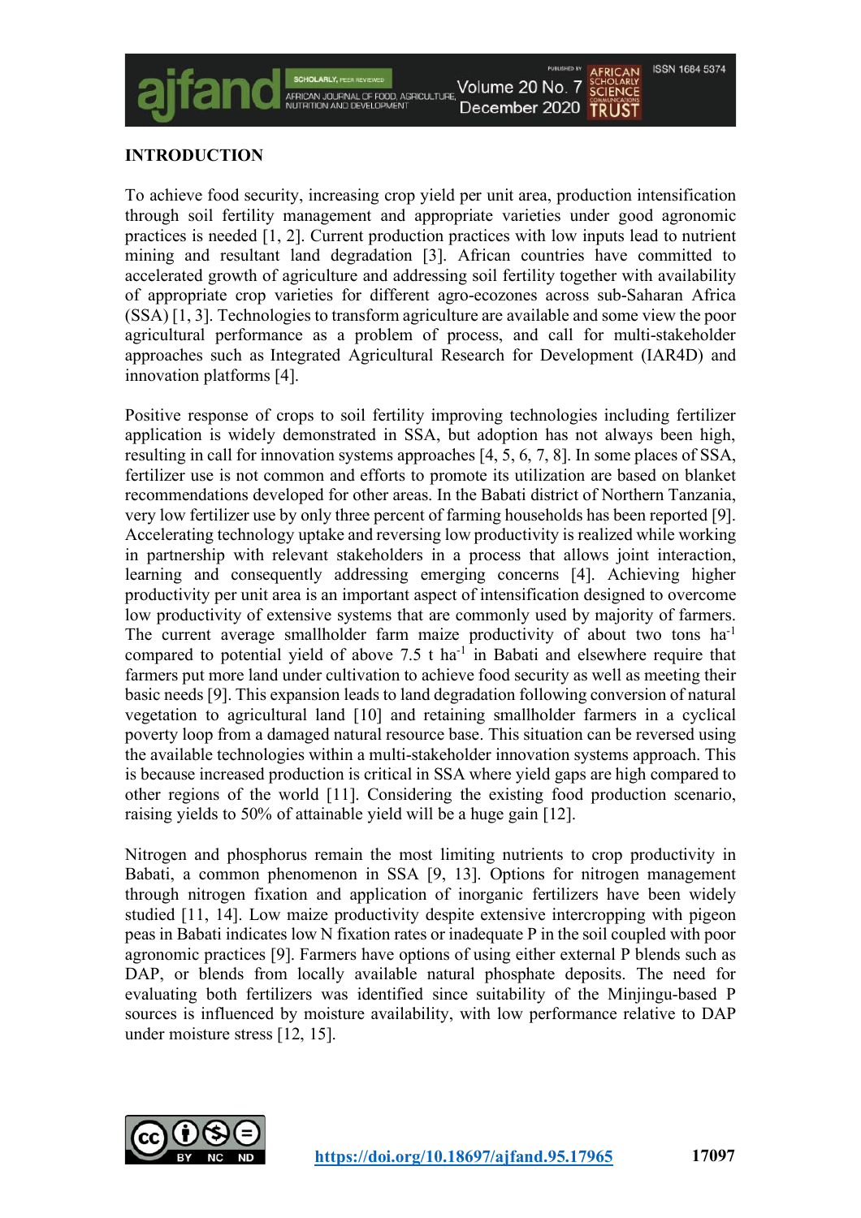## INTRODUCTION

To achieve food security, increasing crop yield per unit area, production intensification through soil fertility management and appropriate varieties under good agronomic practices is needed [1, 2]. Current production practices with low inputs lead to nutrient mining and resultant land degradation [3]. African countries have committed to accelerated growth of agriculture and addressing soil fertility together with availability of appropriate crop varieties for different agro-ecozones across sub-Saharan Africa (SSA) [1, 3]. Technologies to transform agriculture are available and some view the poor agricultural performance as a problem of process, and call for multi-stakeholder approaches such as Integrated Agricultural Research for Development (IAR4D) and innovation platforms [4].

Positive response of crops to soil fertility improving technologies including fertilizer application is widely demonstrated in SSA, but adoption has not always been high, resulting in call for innovation systems approaches [4, 5, 6, 7, 8]. In some places of SSA, fertilizer use is not common and efforts to promote its utilization are based on blanket recommendations developed for other areas. In the Babati district of Northern Tanzania, very low fertilizer use by only three percent of farming households has been reported [9]. Accelerating technology uptake and reversing low productivity is realized while working in partnership with relevant stakeholders in a process that allows joint interaction, learning and consequently addressing emerging concerns [4]. Achieving higher productivity per unit area is an important aspect of intensification designed to overcome low productivity of extensive systems that are commonly used by majority of farmers. The current average smallholder farm maize productivity of about two tons ha$^{-1}$ compared to potential yield of above 7.5 t ha$^{-1}$ in Babati and elsewhere require that farmers put more land under cultivation to achieve food security as well as meeting their basic needs [9]. This expansion leads to land degradation following conversion of natural vegetation to agricultural land [10] and retaining smallholder farmers in a cyclical poverty loop from a damaged natural resource base. This situation can be reversed using the available technologies within a multi-stakeholder innovation systems approach. This is because increased production is critical in SSA where yield gaps are high compared to other regions of the world [11]. Considering the existing food production scenario, raising yields to 50% of attainable yield will be a huge gain [12].

Nitrogen and phosphorus remain the most limiting nutrients to crop productivity in Babati, a common phenomenon in SSA [9, 13]. Options for nitrogen management through nitrogen fixation and application of inorganic fertilizers have been widely studied [11, 14]. Low maize productivity despite extensive intercropping with pigeon peas in Babati indicates low N fixation rates or inadequate P in the soil coupled with poor agronomic practices [9]. Farmers have options of using either external P blends such as DAP, or blends from locally available natural phosphate deposits. The need for evaluating both fertilizers was identified since suitability of the Minjingu-based P sources is influenced by moisture availability, with low performance relative to DAP under moisture stress [12, 15].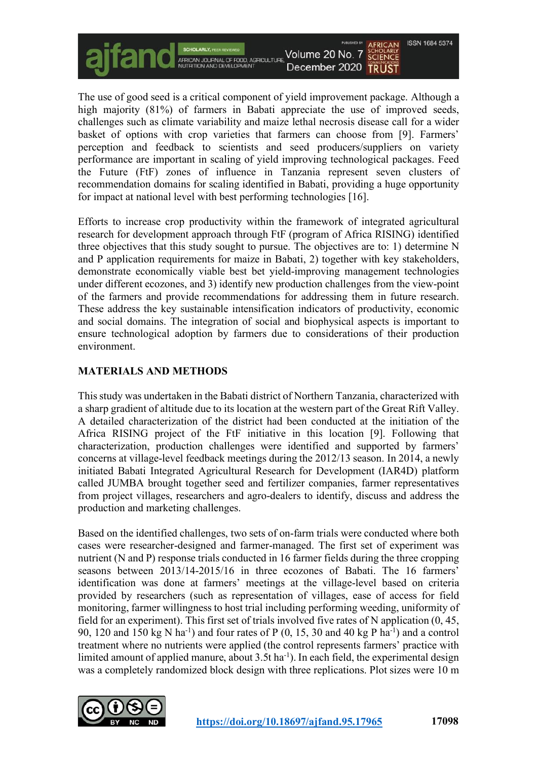The use of good seed is a critical component of yield improvement package. Although a high majority (81%) of farmers in Babati appreciate the use of improved seeds, challenges such as climate variability and maize lethal necrosis disease call for a wider basket of options with crop varieties that farmers can choose from [9]. Farmers' perception and feedback to scientists and seed producers/suppliers on variety performance are important in scaling of yield improving technological packages. Feed the Future (FtF) zones of influence in Tanzania represent seven clusters of recommendation domains for scaling identified in Babati, providing a huge opportunity for impact at national level with best performing technologies [16].

Efforts to increase crop productivity within the framework of integrated agricultural research for development approach through FtF (program of Africa RISING) identified three objectives that this study sought to pursue. The objectives are to: 1) determine N and P application requirements for maize in Babati, 2) together with key stakeholders, demonstrate economically viable best bet yield-improving management technologies under different ecozones, and 3) identify new production challenges from the view-point of the farmers and provide recommendations for addressing them in future research. These address the key sustainable intensification indicators of productivity, economic and social domains. The integration of social and biophysical aspects is important to ensure technological adoption by farmers due to considerations of their production environment.

## MATERIALS AND METHODS

This study was undertaken in the Babati district of Northern Tanzania, characterized with a sharp gradient of altitude due to its location at the western part of the Great Rift Valley. A detailed characterization of the district had been conducted at the initiation of the Africa RISING project of the FtF initiative in this location [9]. Following that characterization, production challenges were identified and supported by farmers' concerns at village-level feedback meetings during the 2012/13 season. In 2014, a newly initiated Babati Integrated Agricultural Research for Development (IAR4D) platform called JUMBA brought together seed and fertilizer companies, farmer representatives from project villages, researchers and agro-dealers to identify, discuss and address the production and marketing challenges.

Based on the identified challenges, two sets of on-farm trials were conducted where both cases were researcher-designed and farmer-managed. The first set of experiment was nutrient (N and P) response trials conducted in 16 farmer fields during the three cropping seasons between 2013/14-2015/16 in three ecozones of Babati. The 16 farmers' identification was done at farmers' meetings at the village-level based on criteria provided by researchers (such as representation of villages, ease of access for field monitoring, farmer willingness to host trial including performing weeding, uniformity of field for an experiment). This first set of trials involved five rates of N application (0, 45, 90, 120 and 150 kg N ha$^{-1}$) and four rates of P (0, 15, 30 and 40 kg P ha$^{-1}$) and a control treatment where no nutrients were applied (the control represents farmers' practice with limited amount of applied manure, about 3.5t ha$^{-1}$). In each field, the experimental design was a completely randomized block design with three replications. Plot sizes were 10 m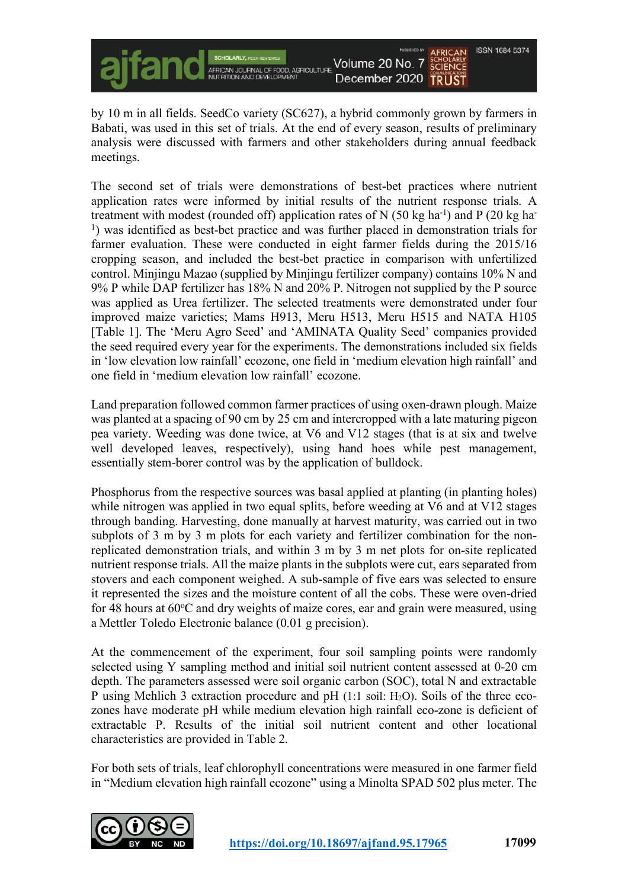by 10 m in all fields. SeedCo variety (SC627), a hybrid commonly grown by farmers in Babati, was used in this set of trials. At the end of every season, results of preliminary analysis were discussed with farmers and other stakeholders during annual feedback meetings.

The second set of trials were demonstrations of best-bet practices where nutrient application rates were informed by initial results of the nutrient response trials. A treatment with modest (rounded off) application rates of N (50 kg ha$^{-1}$) and P (20 kg ha$^{-1}$) was identified as best-bet practice and was further placed in demonstration trials for farmer evaluation. These were conducted in eight farmer fields during the 2015/16 cropping season, and included the best-bet practice in comparison with unfertilized control. Minjingu Mazao (supplied by Minjingu fertilizer company) contains 10% N and 9% P while DAP fertilizer has 18% N and 20% P. Nitrogen not supplied by the P source was applied as Urea fertilizer. The selected treatments were demonstrated under four improved maize varieties; Mams H913, Meru H513, Meru H515 and NATA H105 [Table 1]. The 'Meru Agro Seed' and 'AMINATA Quality Seed' companies provided the seed required every year for the experiments. The demonstrations included six fields in 'low elevation low rainfall' ecozone, one field in 'medium elevation high rainfall' and one field in 'medium elevation low rainfall' ecozone.

Land preparation followed common farmer practices of using oxen-drawn plough. Maize was planted at a spacing of 90 cm by 25 cm and intercropped with a late maturing pigeon pea variety. Weeding was done twice, at V6 and V12 stages (that is at six and twelve well developed leaves, respectively), using hand hoes while pest management, essentially stem-borer control was by the application of bulldock.

Phosphorus from the respective sources was basal applied at planting (in planting holes) while nitrogen was applied in two equal splits, before weeding at V6 and at V12 stages through banding. Harvesting, done manually at harvest maturity, was carried out in two subplots of 3 m by 3 m plots for each variety and fertilizer combination for the non-replicated demonstration trials, and within 3 m by 3 m net plots for on-site replicated nutrient response trials. All the maize plants in the subplots were cut, ears separated from stovers and each component weighed. A sub-sample of five ears was selected to ensure it represented the sizes and the moisture content of all the cobs. These were oven-dried for 48 hours at 60$^{o}$C and dry weights of maize cores, ear and grain were measured, using a Mettler Toledo Electronic balance (0.01 g precision).

At the commencement of the experiment, four soil sampling points were randomly selected using Y sampling method and initial soil nutrient content assessed at 0-20 cm depth. The parameters assessed were soil organic carbon (SOC), total N and extractable P using Mehlich 3 extraction procedure and pH (1:1 soil: $H_2O$). Soils of the three eco-zones have moderate pH while medium elevation high rainfall eco-zone is deficient of extractable P. Results of the initial soil nutrient content and other locational characteristics are provided in Table 2.

For both sets of trials, leaf chlorophyll concentrations were measured in one farmer field in "Medium elevation high rainfall ecozone" using a Minolta SPAD 502 plus meter. The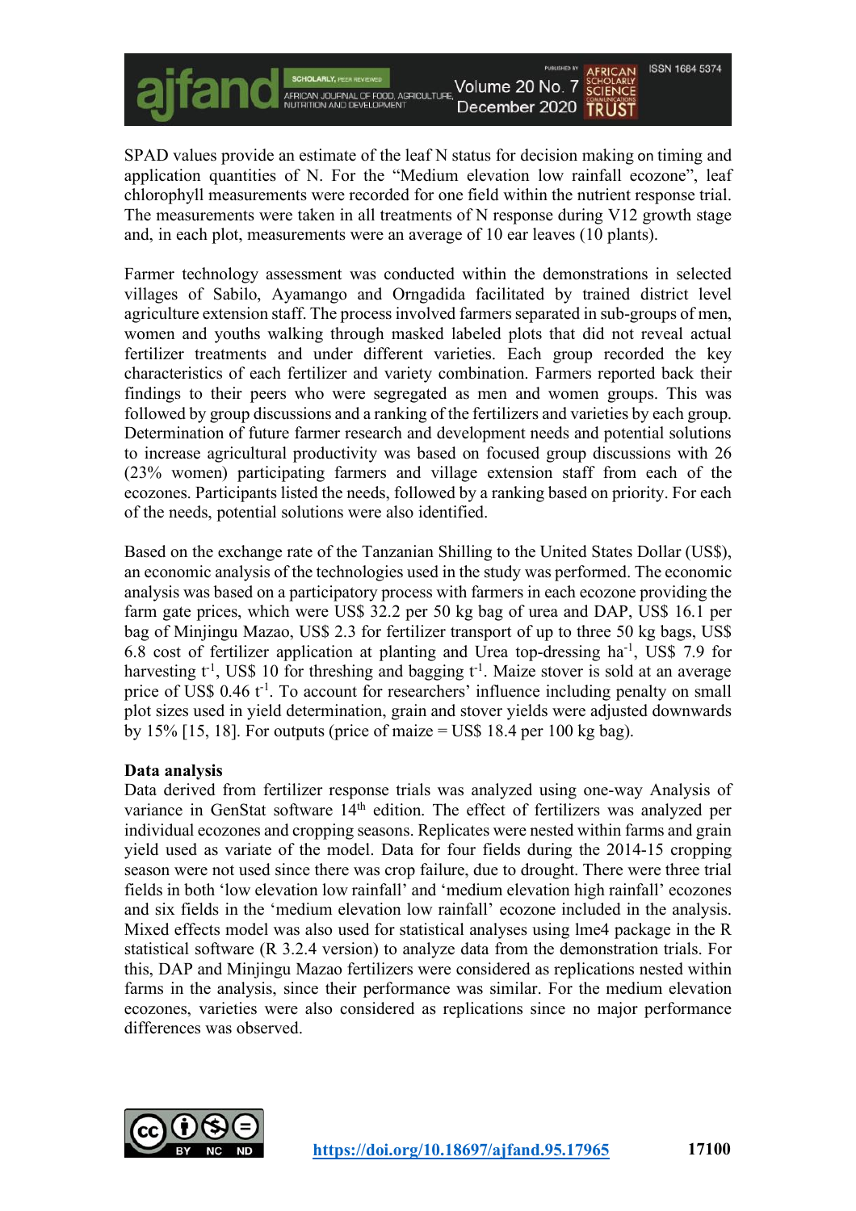SPAD values provide an estimate of the leaf N status for decision making on timing and application quantities of N. For the "Medium elevation low rainfall ecozone", leaf chlorophyll measurements were recorded for one field within the nutrient response trial. The measurements were taken in all treatments of N response during V12 growth stage and, in each plot, measurements were an average of 10 ear leaves (10 plants).

Farmer technology assessment was conducted within the demonstrations in selected villages of Sabilo, Ayamango and Orngadida facilitated by trained district level agriculture extension staff. The process involved farmers separated in sub-groups of men, women and youths walking through masked labeled plots that did not reveal actual fertilizer treatments and under different varieties. Each group recorded the key characteristics of each fertilizer and variety combination. Farmers reported back their findings to their peers who were segregated as men and women groups. This was followed by group discussions and a ranking of the fertilizers and varieties by each group. Determination of future farmer research and development needs and potential solutions to increase agricultural productivity was based on focused group discussions with 26 (23% women) participating farmers and village extension staff from each of the ecozones. Participants listed the needs, followed by a ranking based on priority. For each of the needs, potential solutions were also identified.

Based on the exchange rate of the Tanzanian Shilling to the United States Dollar (US$), an economic analysis of the technologies used in the study was performed. The economic analysis was based on a participatory process with farmers in each ecozone providing the farm gate prices, which were US$ 32.2 per 50 kg bag of urea and DAP, US$ 16.1 per bag of Minjingu Mazao, US$ 2.3 for fertilizer transport of up to three 50 kg bags, US$ 6.8 cost of fertilizer application at planting and Urea top-dressing $ha^{-1}$, US$ 7.9 for harvesting $t^{-1}$, US$ 10 for threshing and bagging $t^{-1}$. Maize stover is sold at an average price of US$ 0.46 $t^{-1}$. To account for researchers' influence including penalty on small plot sizes used in yield determination, grain and stover yields were adjusted downwards by 15% [15, 18]. For outputs (price of maize = US$ 18.4 per 100 kg bag).

**Data analysis**

Data derived from fertilizer response trials was analyzed using one-way Analysis of variance in GenStat software 14th edition. The effect of fertilizers was analyzed per individual ecozones and cropping seasons. Replicates were nested within farms and grain yield used as variate of the model. Data for four fields during the 2014-15 cropping season were not used since there was crop failure, due to drought. There were three trial fields in both 'low elevation low rainfall' and 'medium elevation high rainfall' ecozones and six fields in the 'medium elevation low rainfall' ecozone included in the analysis. Mixed effects model was also used for statistical analyses using lme4 package in the R statistical software (R 3.2.4 version) to analyze data from the demonstration trials. For this, DAP and Minjingu Mazao fertilizers were considered as replications nested within farms in the analysis, since their performance was similar. For the medium elevation ecozones, varieties were also considered as replications since no major performance differences was observed.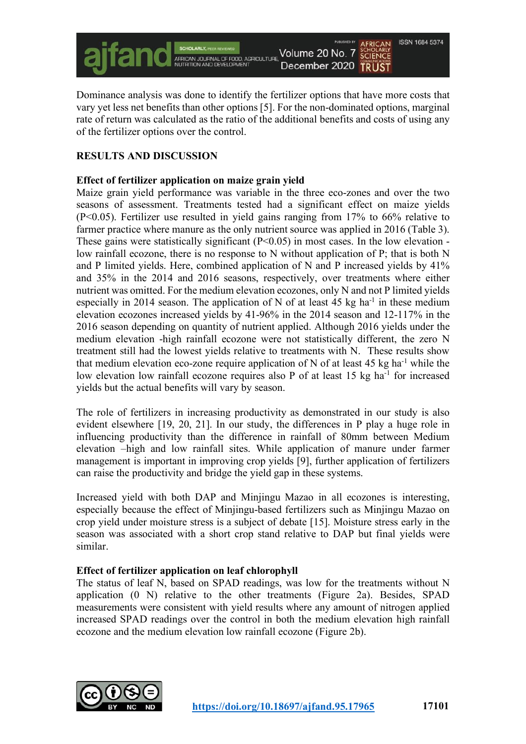Dominance analysis was done to identify the fertilizer options that have more costs that vary yet less net benefits than other options [5]. For the non-dominated options, marginal rate of return was calculated as the ratio of the additional benefits and costs of using any of the fertilizer options over the control.

## RESULTS AND DISCUSSION

### Effect of fertilizer application on maize grain yield

Maize grain yield performance was variable in the three eco-zones and over the two seasons of assessment. Treatments tested had a significant effect on maize yields ($P<0.05$). Fertilizer use resulted in yield gains ranging from 17% to 66% relative to farmer practice where manure as the only nutrient source was applied in 2016 (Table 3). These gains were statistically significant ($P<0.05$) in most cases. In the low elevation - low rainfall ecozone, there is no response to N without application of P; that is both N and P limited yields. Here, combined application of N and P increased yields by 41% and 35% in the 2014 and 2016 seasons, respectively, over treatments where either nutrient was omitted. For the medium elevation ecozones, only N and not P limited yields especially in 2014 season. The application of N of at least 45 kg $ha^{-1}$ in these medium elevation ecozones increased yields by 41-96% in the 2014 season and 12-117% in the 2016 season depending on quantity of nutrient applied. Although 2016 yields under the medium elevation -high rainfall ecozone were not statistically different, the zero N treatment still had the lowest yields relative to treatments with N. These results show that medium elevation eco-zone require application of N of at least 45 kg $ha^{-1}$ while the low elevation low rainfall ecozone requires also P of at least 15 kg $ha^{-1}$ for increased yields but the actual benefits will vary by season.

The role of fertilizers in increasing productivity as demonstrated in our study is also evident elsewhere [19, 20, 21]. In our study, the differences in P play a huge role in influencing productivity than the difference in rainfall of 80mm between Medium elevation –high and low rainfall sites. While application of manure under farmer management is important in improving crop yields [9], further application of fertilizers can raise the productivity and bridge the yield gap in these systems.

Increased yield with both DAP and Minjingu Mazao in all ecozones is interesting, especially because the effect of Minjingu-based fertilizers such as Minjingu Mazao on crop yield under moisture stress is a subject of debate [15]. Moisture stress early in the season was associated with a short crop stand relative to DAP but final yields were similar.

### Effect of fertilizer application on leaf chlorophyll

The status of leaf N, based on SPAD readings, was low for the treatments without N application (0 N) relative to the other treatments (Figure 2a). Besides, SPAD measurements were consistent with yield results where any amount of nitrogen applied increased SPAD readings over the control in both the medium elevation high rainfall ecozone and the medium elevation low rainfall ecozone (Figure 2b).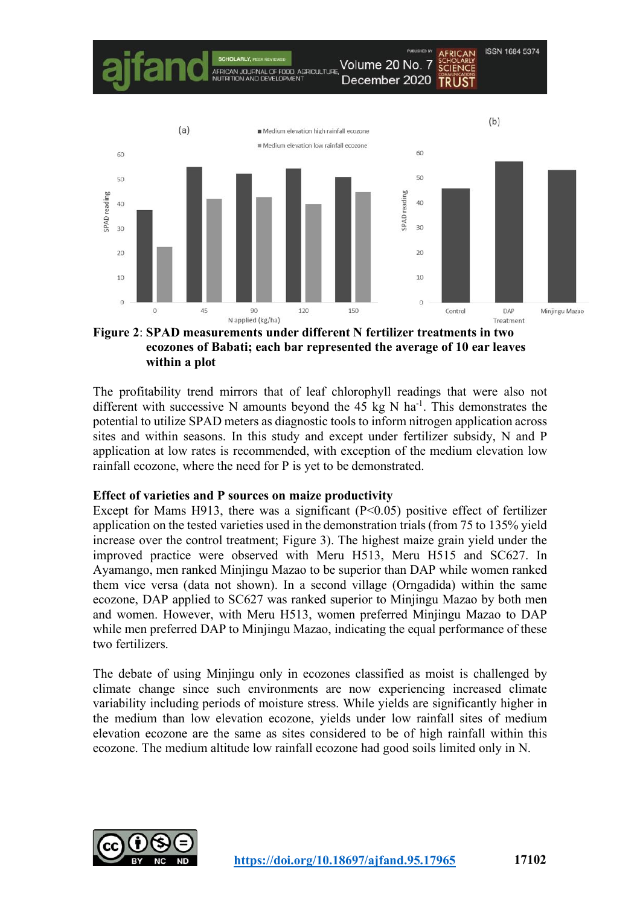**Figure 2**: **SPAD measurements under different N fertilizer treatments in two ecozones of Babati; each bar represented the average of 10 ear leaves within a plot**

The profitability trend mirrors that of leaf chlorophyll readings that were also not different with successive N amounts beyond the 45 kg N ha$^{-1}$. This demonstrates the potential to utilize SPAD meters as diagnostic tools to inform nitrogen application across sites and within seasons. In this study and except under fertilizer subsidy, N and P application at low rates is recommended, with exception of the medium elevation low rainfall ecozone, where the need for P is yet to be demonstrated.

**Effect of varieties and P sources on maize productivity**

Except for Mams H913, there was a significant ($P<0.05$) positive effect of fertilizer application on the tested varieties used in the demonstration trials (from 75 to 135% yield increase over the control treatment; Figure 3). The highest maize grain yield under the improved practice were observed with Meru H513, Meru H515 and SC627. In Ayamango, men ranked Minjingu Mazao to be superior than DAP while women ranked them vice versa (data not shown). In a second village (Orngadida) within the same ecozone, DAP applied to SC627 was ranked superior to Minjingu Mazao by both men and women. However, with Meru H513, women preferred Minjingu Mazao to DAP while men preferred DAP to Minjingu Mazao, indicating the equal performance of these two fertilizers.

The debate of using Minjingu only in ecozones classified as moist is challenged by climate change since such environments are now experiencing increased climate variability including periods of moisture stress. While yields are significantly higher in the medium than low elevation ecozone, yields under low rainfall sites of medium elevation ecozone are the same as sites considered to be of high rainfall within this ecozone. The medium altitude low rainfall ecozone had good soils limited only in N.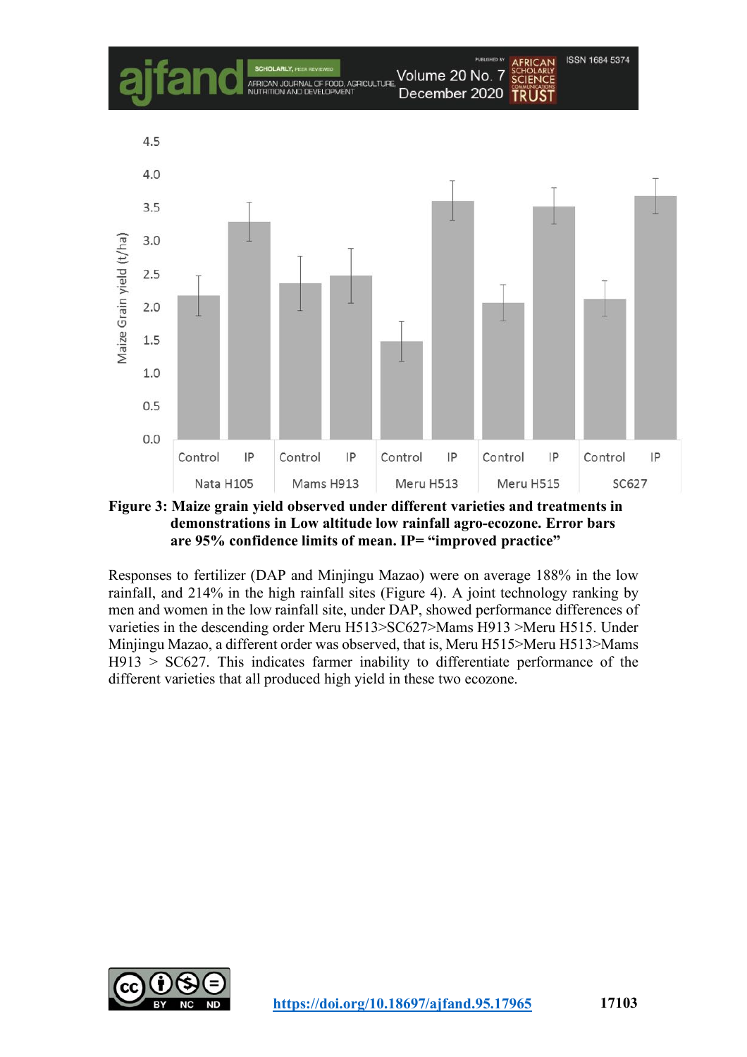**Figure 3: Maize grain yield observed under different varieties and treatments in demonstrations in Low altitude low rainfall agro-ecozone. Error bars are 95% confidence limits of mean. IP= "improved practice"**

Responses to fertilizer (DAP and Minjingu Mazao) were on average 188% in the low rainfall, and 214% in the high rainfall sites (Figure 4). A joint technology ranking by men and women in the low rainfall site, under DAP, showed performance differences of varieties in the descending order Meru H513>SC627>Mams H913 >Meru H515. Under Minjingu Mazao, a different order was observed, that is, Meru H515>Meru H513>Mams H913 > SC627. This indicates farmer inability to differentiate performance of the different varieties that all produced high yield in these two ecozone.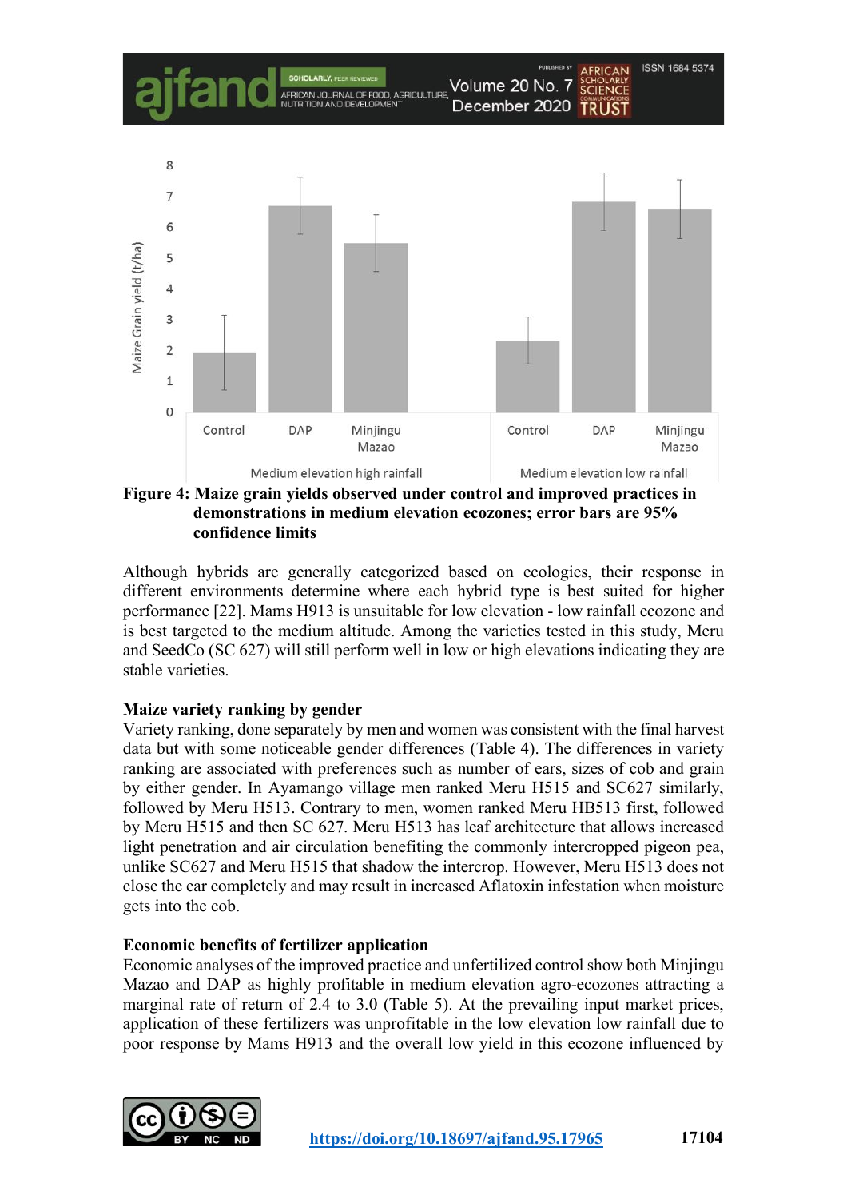**Figure 4: Maize grain yields observed under control and improved practices in demonstrations in medium elevation ecozones; error bars are 95% confidence limits**

Although hybrids are generally categorized based on ecologies, their response in different environments determine where each hybrid type is best suited for higher performance [22]. Mams H913 is unsuitable for low elevation - low rainfall ecozone and is best targeted to the medium altitude. Among the varieties tested in this study, Meru and SeedCo (SC 627) will still perform well in low or high elevations indicating they are stable varieties.

**Maize variety ranking by gender**

Variety ranking, done separately by men and women was consistent with the final harvest data but with some noticeable gender differences (Table 4). The differences in variety ranking are associated with preferences such as number of ears, sizes of cob and grain by either gender. In Ayamango village men ranked Meru H515 and SC627 similarly, followed by Meru H513. Contrary to men, women ranked Meru HB513 first, followed by Meru H515 and then SC 627. Meru H513 has leaf architecture that allows increased light penetration and air circulation benefiting the commonly intercropped pigeon pea, unlike SC627 and Meru H515 that shadow the intercrop. However, Meru H513 does not close the ear completely and may result in increased Aflatoxin infestation when moisture gets into the cob.

**Economic benefits of fertilizer application**

Economic analyses of the improved practice and unfertilized control show both Minjingu Mazao and DAP as highly profitable in medium elevation agro-ecozones attracting a marginal rate of return of 2.4 to 3.0 (Table 5). At the prevailing input market prices, application of these fertilizers was unprofitable in the low elevation low rainfall due to poor response by Mams H913 and the overall low yield in this ecozone influenced by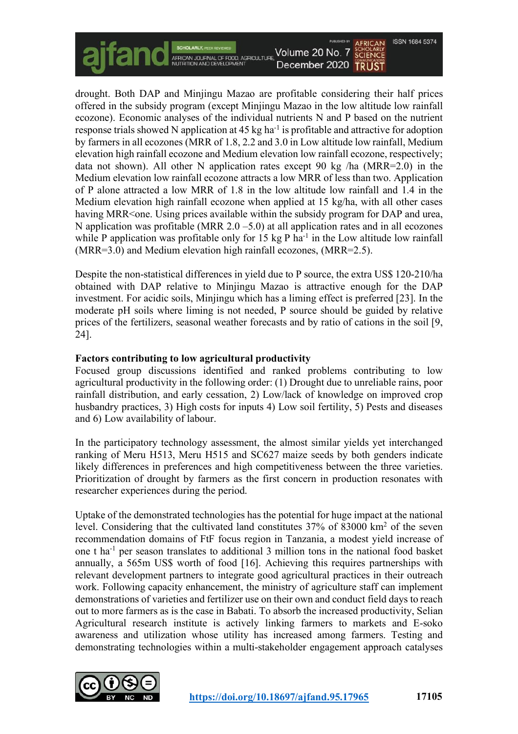drought. Both DAP and Minjingu Mazao are profitable considering their half prices offered in the subsidy program (except Minjingu Mazao in the low altitude low rainfall ecozone). Economic analyses of the individual nutrients N and P based on the nutrient response trials showed N application at 45 kg ha$^{-1}$ is profitable and attractive for adoption by farmers in all ecozones (MRR of 1.8, 2.2 and 3.0 in Low altitude low rainfall, Medium elevation high rainfall ecozone and Medium elevation low rainfall ecozone, respectively; data not shown). All other N application rates except 90 kg /ha (MRR=2.0) in the Medium elevation low rainfall ecozone attracts a low MRR of less than two. Application of P alone attracted a low MRR of 1.8 in the low altitude low rainfall and 1.4 in the Medium elevation high rainfall ecozone when applied at 15 kg/ha, with all other cases having MRR<one. Using prices available within the subsidy program for DAP and urea, N application was profitable (MRR 2.0 –5.0) at all application rates and in all ecozones while P application was profitable only for 15 kg P ha$^{-1}$ in the Low altitude low rainfall (MRR=3.0) and Medium elevation high rainfall ecozones, (MRR=2.5).

Despite the non-statistical differences in yield due to P source, the extra US$ 120-210/ha obtained with DAP relative to Minjingu Mazao is attractive enough for the DAP investment. For acidic soils, Minjingu which has a liming effect is preferred [23]. In the moderate pH soils where liming is not needed, P source should be guided by relative prices of the fertilizers, seasonal weather forecasts and by ratio of cations in the soil [9, 24].

**Factors contributing to low agricultural productivity**

Focused group discussions identified and ranked problems contributing to low agricultural productivity in the following order: (1) Drought due to unreliable rains, poor rainfall distribution, and early cessation, 2) Low/lack of knowledge on improved crop husbandry practices, 3) High costs for inputs 4) Low soil fertility, 5) Pests and diseases and 6) Low availability of labour.

In the participatory technology assessment, the almost similar yields yet interchanged ranking of Meru H513, Meru H515 and SC627 maize seeds by both genders indicate likely differences in preferences and high competitiveness between the three varieties. Prioritization of drought by farmers as the first concern in production resonates with researcher experiences during the period.

Uptake of the demonstrated technologies has the potential for huge impact at the national level. Considering that the cultivated land constitutes 37% of 83000 km$^2$ of the seven recommendation domains of FtF focus region in Tanzania, a modest yield increase of one t ha$^{-1}$ per season translates to additional 3 million tons in the national food basket annually, a 565m US$ worth of food [16]. Achieving this requires partnerships with relevant development partners to integrate good agricultural practices in their outreach work. Following capacity enhancement, the ministry of agriculture staff can implement demonstrations of varieties and fertilizer use on their own and conduct field days to reach out to more farmers as is the case in Babati. To absorb the increased productivity, Selian Agricultural research institute is actively linking farmers to markets and E-soko awareness and utilization whose utility has increased among farmers. Testing and demonstrating technologies within a multi-stakeholder engagement approach catalyses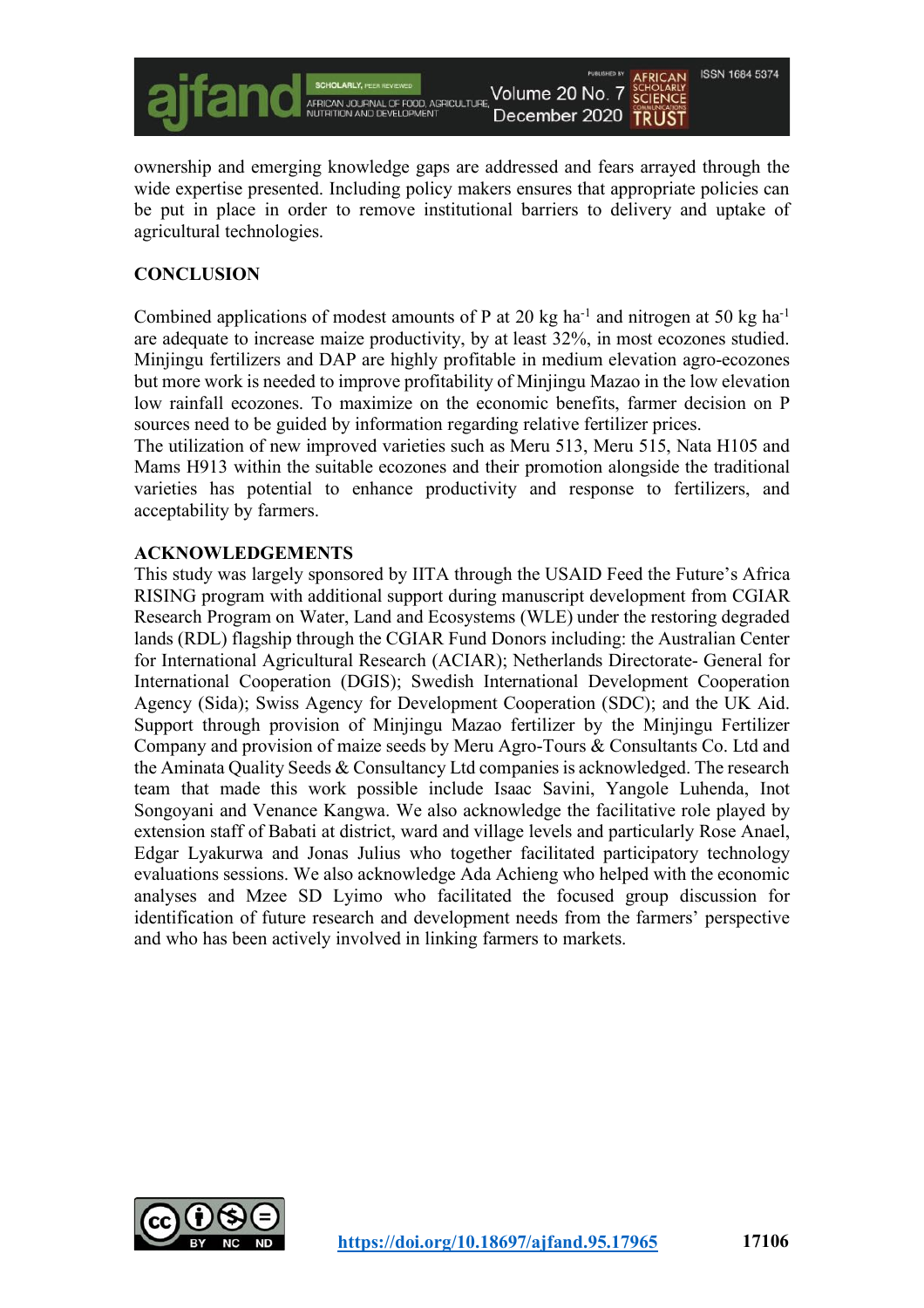ownership and emerging knowledge gaps are addressed and fears arrayed through the wide expertise presented. Including policy makers ensures that appropriate policies can be put in place in order to remove institutional barriers to delivery and uptake of agricultural technologies.

## CONCLUSION

Combined applications of modest amounts of P at 20 kg ha$^{-1}$ and nitrogen at 50 kg ha$^{-1}$ are adequate to increase maize productivity, by at least 32%, in most ecozones studied. Minjingu fertilizers and DAP are highly profitable in medium elevation agro-ecozones but more work is needed to improve profitability of Minjingu Mazao in the low elevation low rainfall ecozones. To maximize on the economic benefits, farmer decision on P sources need to be guided by information regarding relative fertilizer prices.
The utilization of new improved varieties such as Meru 513, Meru 515, Nata H105 and Mams H913 within the suitable ecozones and their promotion alongside the traditional varieties has potential to enhance productivity and response to fertilizers, and acceptability by farmers.

## ACKNOWLEDGEMENTS

This study was largely sponsored by IITA through the USAID Feed the Future's Africa RISING program with additional support during manuscript development from CGIAR Research Program on Water, Land and Ecosystems (WLE) under the restoring degraded lands (RDL) flagship through the CGIAR Fund Donors including: the Australian Center for International Agricultural Research (ACIAR); Netherlands Directorate- General for International Cooperation (DGIS); Swedish International Development Cooperation Agency (Sida); Swiss Agency for Development Cooperation (SDC); and the UK Aid. Support through provision of Minjingu Mazao fertilizer by the Minjingu Fertilizer Company and provision of maize seeds by Meru Agro-Tours & Consultants Co. Ltd and the Aminata Quality Seeds & Consultancy Ltd companies is acknowledged. The research team that made this work possible include Isaac Savini, Yangole Luhenda, Inot Songoyani and Venance Kangwa. We also acknowledge the facilitative role played by extension staff of Babati at district, ward and village levels and particularly Rose Anael, Edgar Lyakurwa and Jonas Julius who together facilitated participatory technology evaluations sessions. We also acknowledge Ada Achieng who helped with the economic analyses and Mzee SD Lyimo who facilitated the focused group discussion for identification of future research and development needs from the farmers' perspective and who has been actively involved in linking farmers to markets.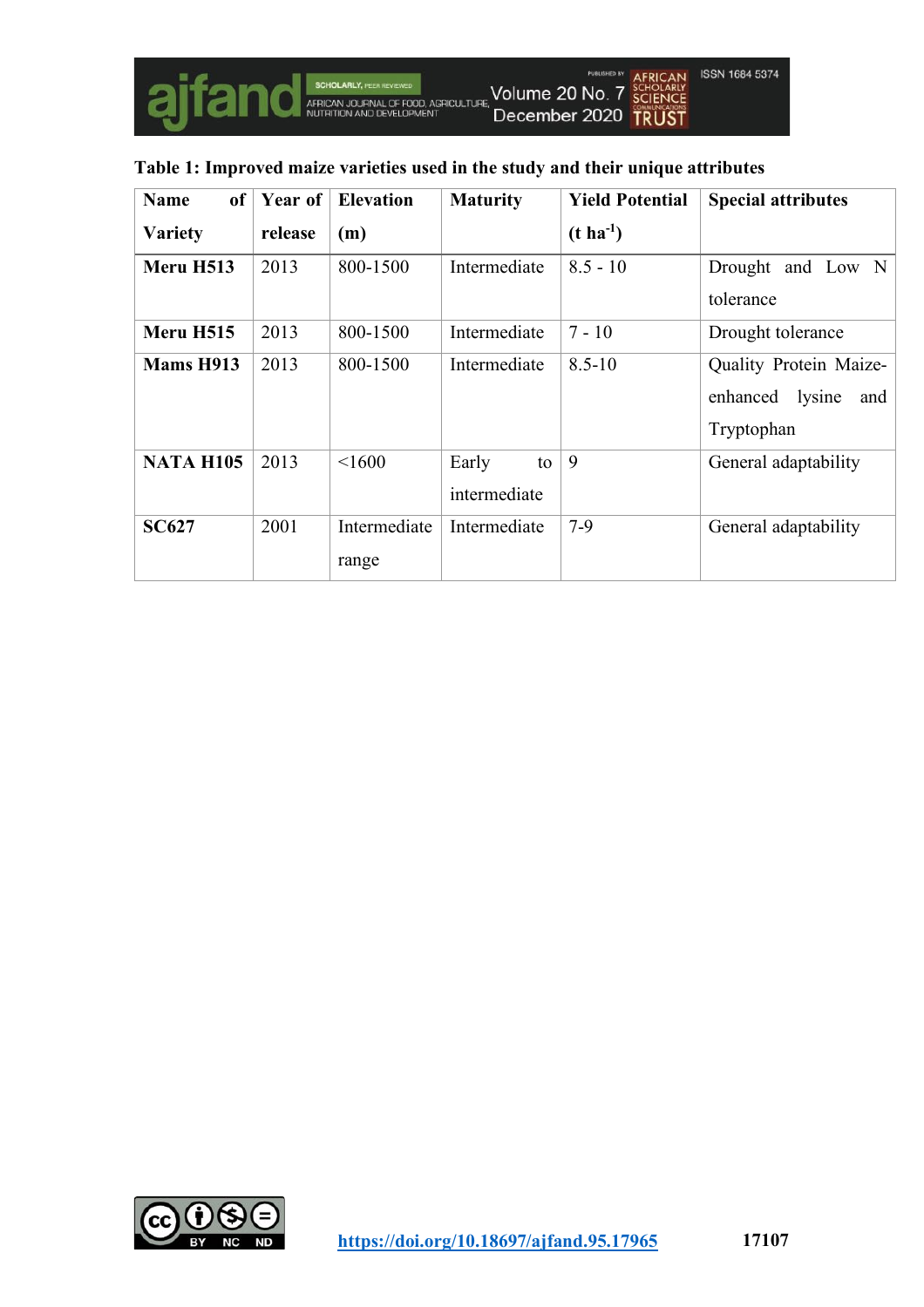**Table 1: Improved maize varieties used in the study and their unique attributes**

| Name of Variety | Year of release | Elevation (m) | Maturity | Yield Potential (t ha$^{-1}$) | Special attributes |
|---|---|---|---|---|---|
| **Meru H513** | 2013 | 800-1500 | Intermediate | 8.5 - 10 | Drought and Low N tolerance |
| **Meru H515** | 2013 | 800-1500 | Intermediate | 7 - 10 | Drought tolerance |
| **Mams H913** | 2013 | 800-1500 | Intermediate | 8.5-10 | Quality Protein Maize- enhanced lysine and Tryptophan |
| **NATA H105** | 2013 | <1600 | Early to intermediate | 9 | General adaptability |
| **SC627** | 2001 | Intermediate range | Intermediate | 7-9 | General adaptability |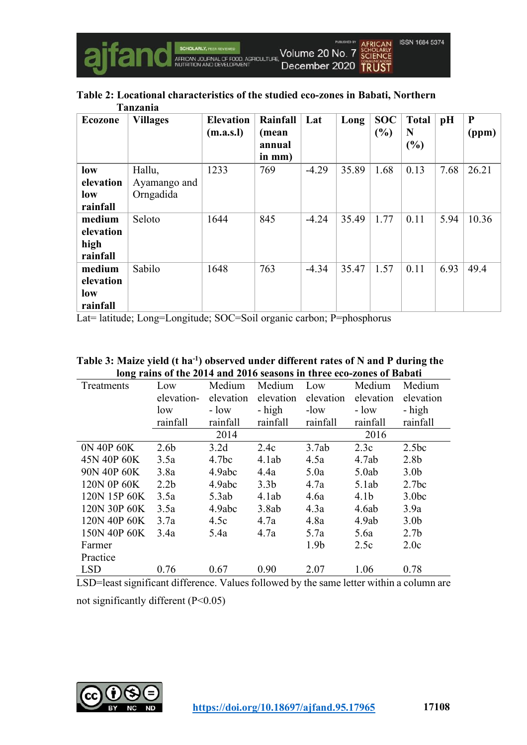**Table 2: Locational characteristics of the studied eco-zones in Babati, Northern Tanzania**

| Ecozone | Villages | Elevation (m.a.s.l) | Rainfall (mean annual in mm) | Lat | Long | SOC (%) | Total N (%) | pH | P (ppm) |
|---|---|---|---|---|---|---|---|---|---|
| **low elevation low rainfall** | Hallu, Ayamango and Orngadida | 1233 | 769 | -4.29 | 35.89 | 1.68 | 0.13 | 7.68 | 26.21 |
| **medium elevation high rainfall** | Seloto | 1644 | 845 | -4.24 | 35.49 | 1.77 | 0.11 | 5.94 | 10.36 |
| **medium elevation low rainfall** | Sabilo | 1648 | 763 | -4.34 | 35.47 | 1.57 | 0.11 | 6.93 | 49.4 |

Lat= latitude; Long=Longitude; SOC=Soil organic carbon; P=phosphorus

**Table 3: Maize yield (t ha$^{-1}$) observed under different rates of N and P during the long rains of the 2014 and 2016 seasons in three eco-zones of Babati**

| Treatments | Low elevation-low rainfall | Medium elevation - low rainfall | Medium elevation - high rainfall | Low elevation -low rainfall | Medium elevation - low rainfall | Medium elevation - high rainfall |
|---|---|---|---|---|---|---|
| | | 2014 | | | 2016 | |
| 0N 40P 60K | 2.6b | 3.2d | 2.4c | 3.7ab | 2.3c | 2.5bc |
| 45N 40P 60K | 3.5a | 4.7bc | 4.1ab | 4.5a | 4.7ab | 2.8b |
| 90N 40P 60K | 3.8a | 4.9abc | 4.4a | 5.0a | 5.0ab | 3.0b |
| 120N 0P 60K | 2.2b | 4.9abc | 3.3b | 4.7a | 5.1ab | 2.7bc |
| 120N 15P 60K | 3.5a | 5.3ab | 4.1ab | 4.6a | 4.1b | 3.0bc |
| 120N 30P 60K | 3.5a | 4.9abc | 3.8ab | 4.3a | 4.6ab | 3.9a |
| 120N 40P 60K | 3.7a | 4.5c | 4.7a | 4.8a | 4.9ab | 3.0b |
| 150N 40P 60K | 3.4a | 5.4a | 4.7a | 5.7a | 5.6a | 2.7b |
| Farmer Practice | | | | 1.9b | 2.5c | 2.0c |
| LSD | 0.76 | 0.67 | 0.90 | 2.07 | 1.06 | 0.78 |

LSD=least significant difference. Values followed by the same letter within a column are not significantly different ($P<0.05$)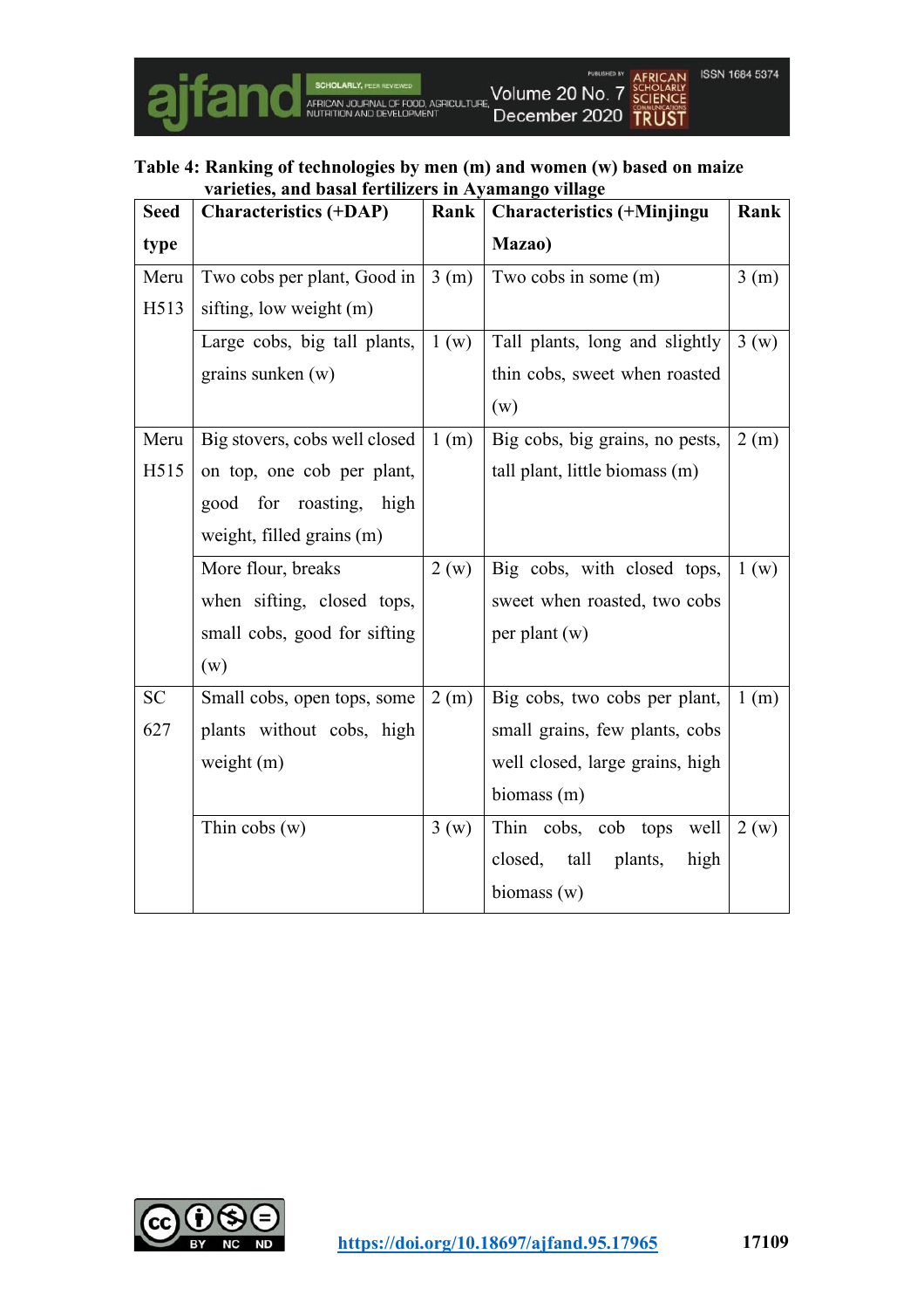**Table 4: Ranking of technologies by men (m) and women (w) based on maize varieties, and basal fertilizers in Ayamango village**

| Seed type | Characteristics (+DAP) | Rank | Characteristics (+Minjingu Mazao) | Rank |
|---|---|---|---|---|
| Meru H513 | Two cobs per plant, Good in sifting, low weight (m) | 3 (m) | Two cobs in some (m) | 3 (m) |
| | Large cobs, big tall plants, grains sunken (w) | 1 (w) | Tall plants, long and slightly thin cobs, sweet when roasted (w) | 3 (w) |
| Meru H515 | Big stovers, cobs well closed on top, one cob per plant, good for roasting, high weight, filled grains (m) | 1 (m) | Big cobs, big grains, no pests, tall plant, little biomass (m) | 2 (m) |
| | More flour, breaks when sifting, closed tops, small cobs, good for sifting (w) | 2 (w) | Big cobs, with closed tops, sweet when roasted, two cobs per plant (w) | 1 (w) |
| SC 627 | Small cobs, open tops, some plants without cobs, high weight (m) | 2 (m) | Big cobs, two cobs per plant, small grains, few plants, cobs well closed, large grains, high biomass (m) | 1 (m) |
| | Thin cobs (w) | 3 (w) | Thin cobs, cob tops well closed, tall plants, high biomass (w) | 2 (w) |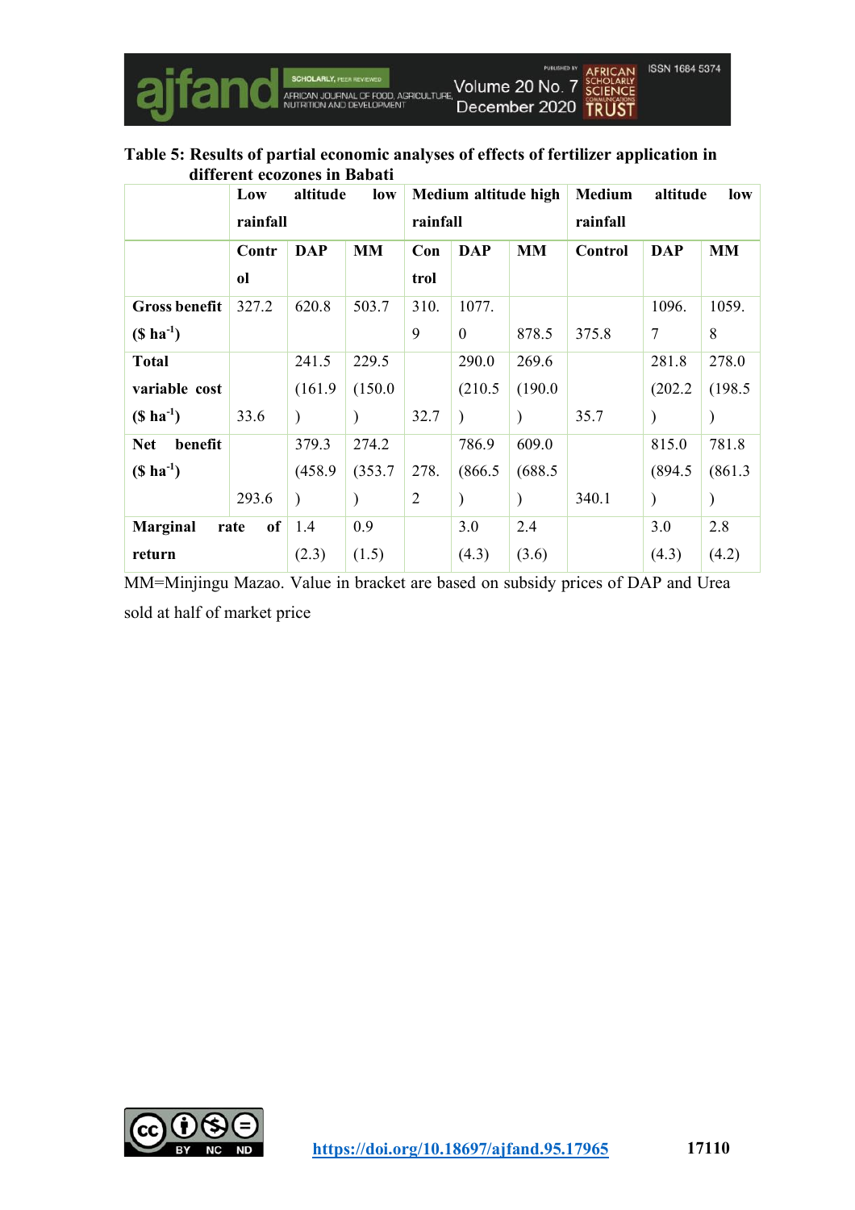**Table 5: Results of partial economic analyses of effects of fertilizer application in different ecozones in Babati**

| | Low altitude low rainfall | | | Medium altitude high rainfall | | | Medium altitude low rainfall | | |
|---|---|---|---|---|---|---|---|---|---|
| | Control | DAP | MM | Control | DAP | MM | Control | DAP | MM |
| **Gross benefit ($ ha$^{-1}$)** | 327.2 | 620.8 | 503.7 | 310.9 | 1077.0 | 878.5 | 375.8 | 1096.7 | 1059.8 |
| **Total variable cost ($ ha$^{-1}$)** | 33.6 | 241.5 (161.9) | 229.5 (150.0) | 32.7 | 290.0 (210.5) | 269.6 (190.0) | 35.7 | 281.8 (202.2) | 278.0 (198.5) |
| **Net benefit ($ ha$^{-1}$)** | 293.6 | 379.3 (458.9) | 274.2 (353.7) | 278.2 | 786.9 (866.5) | 609.0 (688.5) | 340.1 | 815.0 (894.5) | 781.8 (861.3) |
| **Marginal rate of return** | | 1.4 (2.3) | 0.9 (1.5) | | 3.0 (4.3) | 2.4 (3.6) | | 3.0 (4.3) | 2.8 (4.2) |

MM=Minjingu Mazao. Value in bracket are based on subsidy prices of DAP and Urea sold at half of market price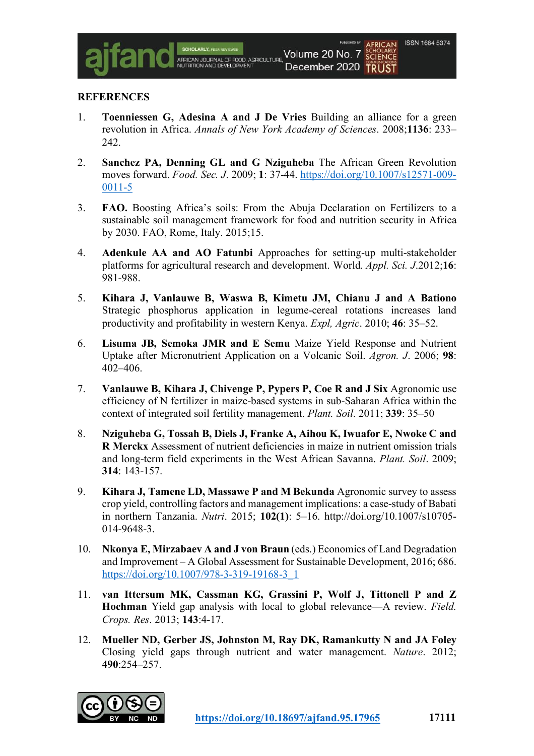**REFERENCES**

1. **Toenniessen G, Adesina A and J De Vries** Building an alliance for a green revolution in Africa. *Annals of New York Academy of Sciences*. 2008;**1136**: 233–242.

2. **Sanchez PA, Denning GL and G Nziguheba** The African Green Revolution moves forward. *Food. Sec. J*. 2009; **1**: 37-44. https://doi.org/10.1007/s12571-009-0011-5

3. **FAO.** Boosting Africa's soils: From the Abuja Declaration on Fertilizers to a sustainable soil management framework for food and nutrition security in Africa by 2030. FAO, Rome, Italy. 2015;15.

4. **Adenkule AA and AO Fatunbi** Approaches for setting-up multi-stakeholder platforms for agricultural research and development. World. *Appl. Sci. J*.2012;**16**: 981-988.

5. **Kihara J, Vanlauwe B, Waswa B, Kimetu JM, Chianu J and A Bationo** Strategic phosphorus application in legume-cereal rotations increases land productivity and profitability in western Kenya. *Expl, Agric*. 2010; **46**: 35–52.

6. **Lisuma JB, Semoka JMR and E Semu** Maize Yield Response and Nutrient Uptake after Micronutrient Application on a Volcanic Soil. *Agron. J*. 2006; **98**: 402–406.

7. **Vanlauwe B, Kihara J, Chivenge P, Pypers P, Coe R and J Six** Agronomic use efficiency of N fertilizer in maize-based systems in sub-Saharan Africa within the context of integrated soil fertility management. *Plant. Soil*. 2011; **339**: 35–50

8. **Nziguheba G, Tossah B, Diels J, Franke A, Aihou K, Iwuafor E, Nwoke C and R Merckx** Assessment of nutrient deficiencies in maize in nutrient omission trials and long-term field experiments in the West African Savanna. *Plant. Soil*. 2009; **314**: 143-157.

9. **Kihara J, Tamene LD, Massawe P and M Bekunda** Agronomic survey to assess crop yield, controlling factors and management implications: a case-study of Babati in northern Tanzania. *Nutri*. 2015; **102(1)**: 5–16. http://doi.org/10.1007/s10705-014-9648-3.

10. **Nkonya E, Mirzabaev A and J von Braun** (eds.) Economics of Land Degradation and Improvement – A Global Assessment for Sustainable Development, 2016; 686. https://doi.org/10.1007/978-3-319-19168-3_1

11. **van Ittersum MK, Cassman KG, Grassini P, Wolf J, Tittonell P and Z Hochman** Yield gap analysis with local to global relevance—A review. *Field. Crops. Res*. 2013; **143**:4-17.

12. **Mueller ND, Gerber JS, Johnston M, Ray DK, Ramankutty N and JA Foley** Closing yield gaps through nutrient and water management. *Nature*. 2012; **490**:254–257.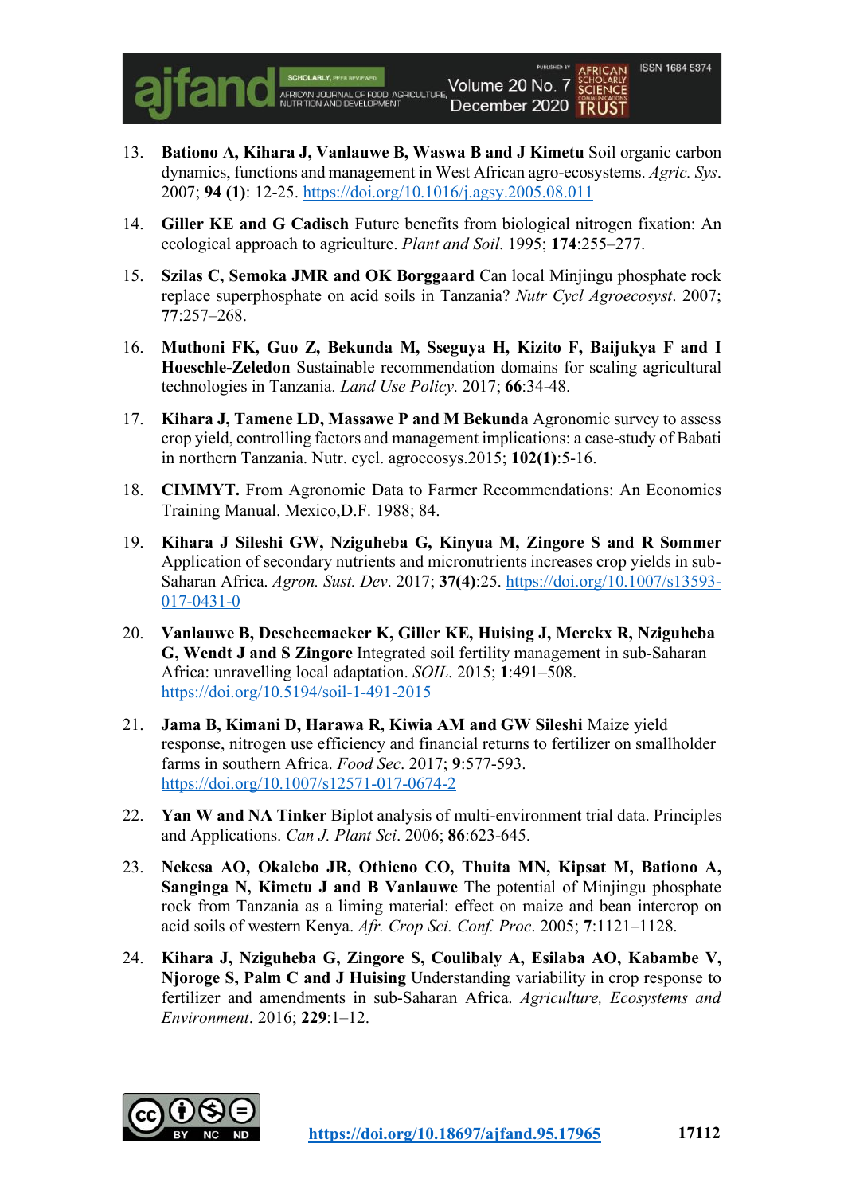13. **Bationo A, Kihara J, Vanlauwe B, Waswa B and J Kimetu** Soil organic carbon dynamics, functions and management in West African agro-ecosystems. *Agric. Sys*. 2007; **94 (1)**: 12-25. https://doi.org/10.1016/j.agsy.2005.08.011

14. **Giller KE and G Cadisch** Future benefits from biological nitrogen fixation: An ecological approach to agriculture. *Plant and Soil*. 1995; **174**:255–277.

15. **Szilas C, Semoka JMR and OK Borggaard** Can local Minjingu phosphate rock replace superphosphate on acid soils in Tanzania? *Nutr Cycl Agroecosyst*. 2007; **77**:257–268.

16. **Muthoni FK, Guo Z, Bekunda M, Sseguya H, Kizito F, Baijukya F and I Hoeschle-Zeledon** Sustainable recommendation domains for scaling agricultural technologies in Tanzania. *Land Use Policy*. 2017; **66**:34-48.

17. **Kihara J, Tamene LD, Massawe P and M Bekunda** Agronomic survey to assess crop yield, controlling factors and management implications: a case-study of Babati in northern Tanzania. Nutr. cycl. agroecosys.2015; **102(1)**:5-16.

18. **CIMMYT.** From Agronomic Data to Farmer Recommendations: An Economics Training Manual. Mexico,D.F. 1988; 84.

19. **Kihara J Sileshi GW, Nziguheba G, Kinyua M, Zingore S and R Sommer** Application of secondary nutrients and micronutrients increases crop yields in sub-Saharan Africa. *Agron. Sust. Dev*. 2017; **37(4)**:25. https://doi.org/10.1007/s13593-017-0431-0

20. **Vanlauwe B, Descheemaeker K, Giller KE, Huising J, Merckx R, Nziguheba G, Wendt J and S Zingore** Integrated soil fertility management in sub-Saharan Africa: unravelling local adaptation. *SOIL*. 2015; **1**:491–508. https://doi.org/10.5194/soil-1-491-2015

21. **Jama B, Kimani D, Harawa R, Kiwia AM and GW Sileshi** Maize yield response, nitrogen use efficiency and financial returns to fertilizer on smallholder farms in southern Africa. *Food Sec*. 2017; **9**:577-593. https://doi.org/10.1007/s12571-017-0674-2

22. **Yan W and NA Tinker** Biplot analysis of multi-environment trial data. Principles and Applications. *Can J. Plant Sci*. 2006; **86**:623-645.

23. **Nekesa AO, Okalebo JR, Othieno CO, Thuita MN, Kipsat M, Bationo A, Sanginga N, Kimetu J and B Vanlauwe** The potential of Minjingu phosphate rock from Tanzania as a liming material: effect on maize and bean intercrop on acid soils of western Kenya. *Afr. Crop Sci. Conf. Proc*. 2005; **7**:1121–1128.

24. **Kihara J, Nziguheba G, Zingore S, Coulibaly A, Esilaba AO, Kabambe V, Njoroge S, Palm C and J Huising** Understanding variability in crop response to fertilizer and amendments in sub-Saharan Africa. *Agriculture, Ecosystems and Environment*. 2016; **229**:1–12.